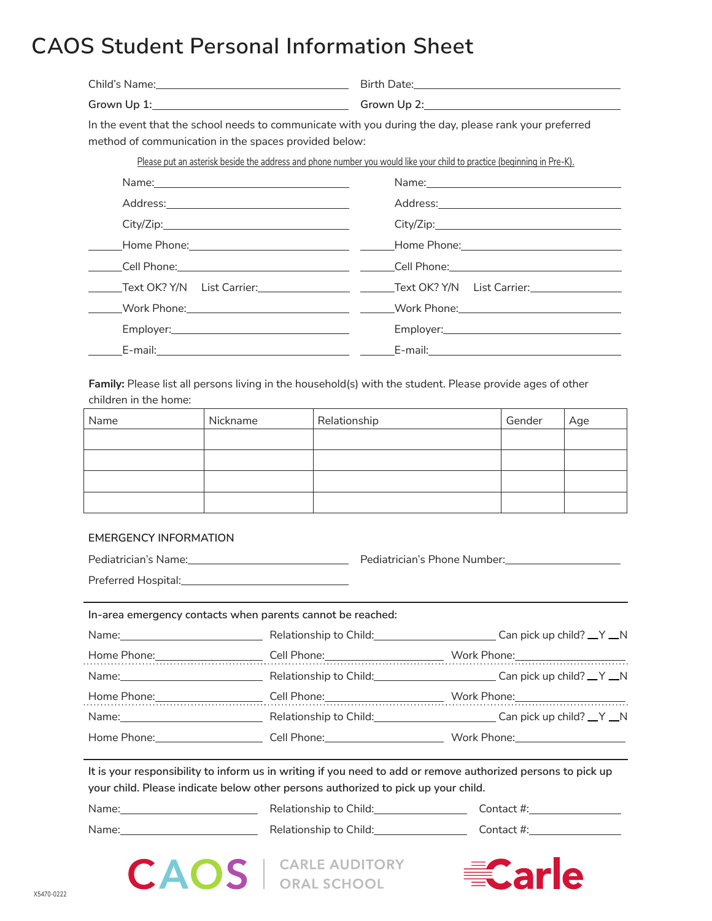# CAOS Student Personal Information Sheet

Child's Name:\_\_\_\_\_\_\_\_\_\_\_\_\_\_\_\_\_\_\_\_\_\_\_\_\_\_\_\_ Birth Date:\_\_\_\_\_\_\_\_\_\_\_\_\_\_\_\_\_\_\_\_\_\_\_\_\_\_\_\_

Grown Up 1:\_\_\_\_\_\_\_\_\_\_\_\_\_\_\_\_\_\_\_\_\_\_\_\_\_\_\_\_ Grown Up 2:\_\_\_\_\_\_\_\_\_\_\_\_\_\_\_\_\_\_\_\_\_\_\_\_\_\_\_\_

In the event that the school needs to communicate with you during the day, please rank your preferred method of communication in the spaces provided below:

Please put an asterisk beside the address and phone number you would like your child to practice (beginning in Pre-K).

| | Grown Up 1 | | Grown Up 2 |
|---|---|---|---|
| | Name: | | Name: |
| | Address: | | Address: |
| | City/Zip: | | City/Zip: |
| \_\_\_\_ | Home Phone: | \_\_\_\_ | Home Phone: |
| \_\_\_\_ | Cell Phone: | \_\_\_\_ | Cell Phone: |
| \_\_\_\_ | Text OK? Y/N List Carrier: | \_\_\_\_ | Text OK? Y/N List Carrier: |
| \_\_\_\_ | Work Phone: | \_\_\_\_ | Work Phone: |
| | Employer: | | Employer: |
| \_\_\_\_ | E-mail: | \_\_\_\_ | E-mail: |

**Family:** Please list all persons living in the household(s) with the student. Please provide ages of other children in the home:

| Name | Nickname | Relationship | Gender | Age |
|---|---|---|---|---|
| | | | | |
| | | | | |
| | | | | |
| | | | | |

EMERGENCY INFORMATION

Pediatrician's Name:\_\_\_\_\_\_\_\_\_\_\_\_\_\_\_\_\_\_\_\_\_\_\_\_ Pediatrician's Phone Number:\_\_\_\_\_\_\_\_\_\_\_\_\_\_\_\_\_\_

Preferred Hospital:\_\_\_\_\_\_\_\_\_\_\_\_\_\_\_\_\_\_\_\_\_\_\_\_

In-area emergency contacts when parents cannot be reached:

Name:\_\_\_\_\_\_\_\_\_\_\_\_\_\_\_\_\_\_ Relationship to Child:\_\_\_\_\_\_\_\_\_\_\_\_\_\_\_\_ Can pick up child? \_\_Y \_\_N

Home Phone:\_\_\_\_\_\_\_\_\_\_\_\_\_\_ Cell Phone:\_\_\_\_\_\_\_\_\_\_\_\_\_\_ Work Phone:\_\_\_\_\_\_\_\_\_\_\_\_\_\_

Name:\_\_\_\_\_\_\_\_\_\_\_\_\_\_\_\_\_\_ Relationship to Child:\_\_\_\_\_\_\_\_\_\_\_\_\_\_\_\_ Can pick up child? \_\_Y \_\_N

Home Phone:\_\_\_\_\_\_\_\_\_\_\_\_\_\_ Cell Phone:\_\_\_\_\_\_\_\_\_\_\_\_\_\_ Work Phone:\_\_\_\_\_\_\_\_\_\_\_\_\_\_

Name:\_\_\_\_\_\_\_\_\_\_\_\_\_\_\_\_\_\_ Relationship to Child:\_\_\_\_\_\_\_\_\_\_\_\_\_\_\_\_ Can pick up child? \_\_Y \_\_N

Home Phone:\_\_\_\_\_\_\_\_\_\_\_\_\_\_ Cell Phone:\_\_\_\_\_\_\_\_\_\_\_\_\_\_ Work Phone:\_\_\_\_\_\_\_\_\_\_\_\_\_\_

It is your responsibility to inform us in writing if you need to add or remove authorized persons to pick up your child. Please indicate below other persons authorized to pick up your child.

Name:\_\_\_\_\_\_\_\_\_\_\_\_\_\_\_\_\_\_ Relationship to Child:\_\_\_\_\_\_\_\_\_\_\_\_\_\_ Contact #:\_\_\_\_\_\_\_\_\_\_\_\_\_\_

Name:\_\_\_\_\_\_\_\_\_\_\_\_\_\_\_\_\_\_ Relationship to Child:\_\_\_\_\_\_\_\_\_\_\_\_\_\_ Contact #:\_\_\_\_\_\_\_\_\_\_\_\_\_\_

CAOS | CARLE AUDITORY ORAL SCHOOL Carle

X5470-0222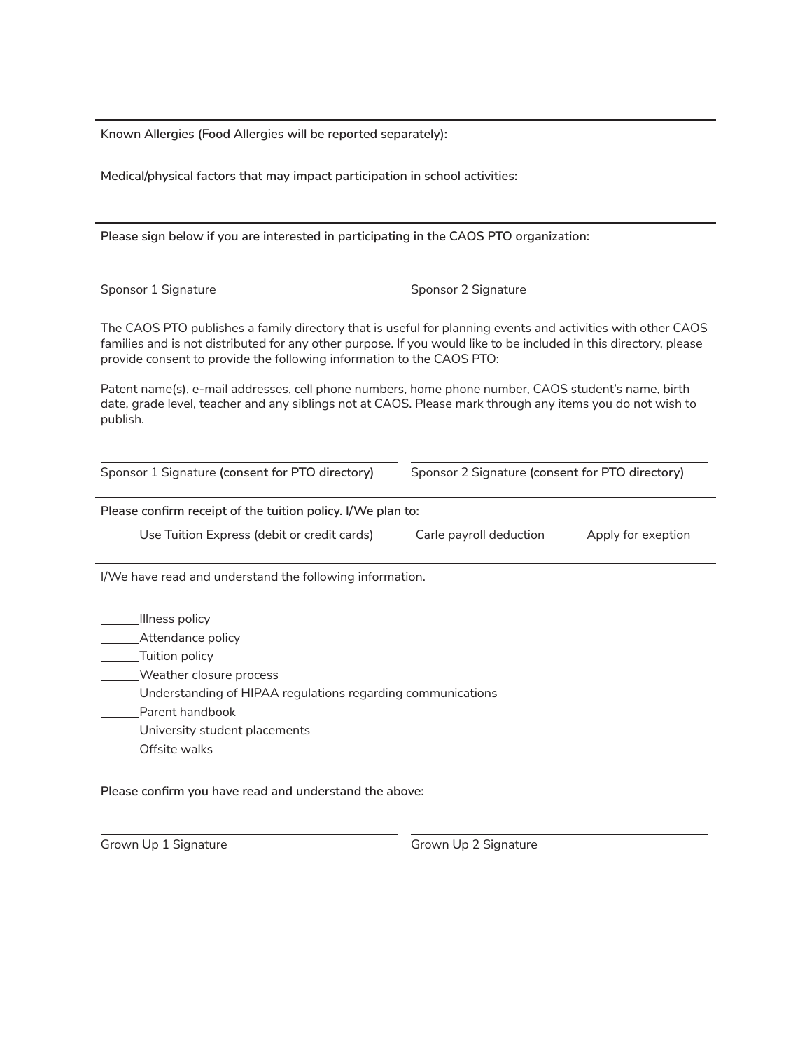---

**Known Allergies (Food Allergies will be reported separately):** ______________________________________________

______________________________________________________________________________

**Medical/physical factors that may impact participation in school activities:** ______________________________

______________________________________________________________________________

---

**Please sign below if you are interested in participating in the CAOS PTO organization:**

______________________________ ______________________________

Sponsor 1 Signature Sponsor 2 Signature

The CAOS PTO publishes a family directory that is useful for planning events and activities with other CAOS families and is not distributed for any other purpose. If you would like to be included in this directory, please provide consent to provide the following information to the CAOS PTO:

Patent name(s), e-mail addresses, cell phone numbers, home phone number, CAOS student's name, birth date, grade level, teacher and any siblings not at CAOS. Please mark through any items you do not wish to publish.

______________________________ ______________________________

Sponsor 1 Signature **(consent for PTO directory)** Sponsor 2 Signature **(consent for PTO directory)**

---

**Please confirm receipt of the tuition policy. I/We plan to:**

______Use Tuition Express (debit or credit cards) ______Carle payroll deduction ______Apply for exeption

---

I/We have read and understand the following information.

______Illness policy
______Attendance policy
______Tuition policy
______Weather closure process
______Understanding of HIPAA regulations regarding communications
______Parent handbook
______University student placements
______Offsite walks

**Please confirm you have read and understand the above:**

______________________________ ______________________________

Grown Up 1 Signature Grown Up 2 Signature